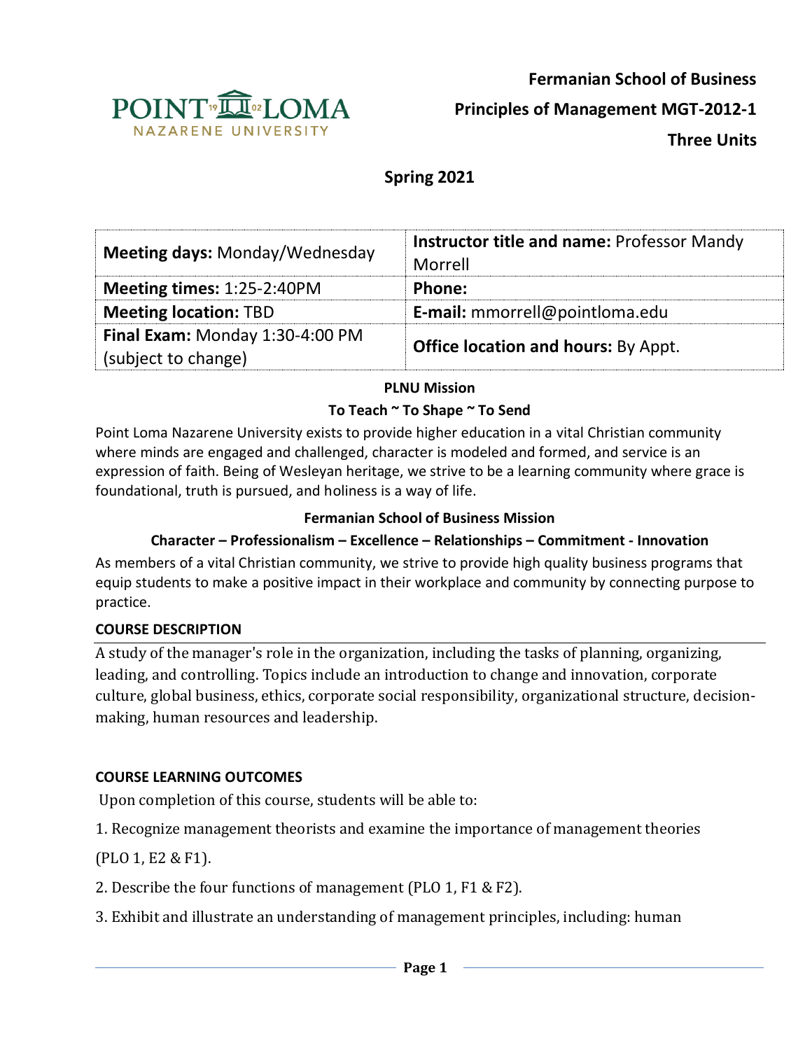**Fermanian School of Business**

**Principles of Management MGT-2012-1**

**Three Units**

## Spring 2021

| | |
|---|---|
| **Meeting days:** Monday/Wednesday | **Instructor title and name:** Professor Mandy Morrell |
| **Meeting times:** 1:25-2:40PM | **Phone:** |
| **Meeting location:** TBD | **E-mail:** mmorrell@pointloma.edu |
| **Final Exam:** Monday 1:30-4:00 PM (subject to change) | **Office location and hours:** By Appt. |

### PLNU Mission

**To Teach ~ To Shape ~ To Send**

Point Loma Nazarene University exists to provide higher education in a vital Christian community where minds are engaged and challenged, character is modeled and formed, and service is an expression of faith. Being of Wesleyan heritage, we strive to be a learning community where grace is foundational, truth is pursued, and holiness is a way of life.

### Fermanian School of Business Mission

**Character – Professionalism – Excellence – Relationships – Commitment - Innovation**

As members of a vital Christian community, we strive to provide high quality business programs that equip students to make a positive impact in their workplace and community by connecting purpose to practice.

### COURSE DESCRIPTION

A study of the manager's role in the organization, including the tasks of planning, organizing, leading, and controlling. Topics include an introduction to change and innovation, corporate culture, global business, ethics, corporate social responsibility, organizational structure, decision-making, human resources and leadership.

### COURSE LEARNING OUTCOMES

Upon completion of this course, students will be able to:

1. Recognize management theorists and examine the importance of management theories (PLO 1, E2 & F1).
2. Describe the four functions of management (PLO 1, F1 & F2).
3. Exhibit and illustrate an understanding of management principles, including: human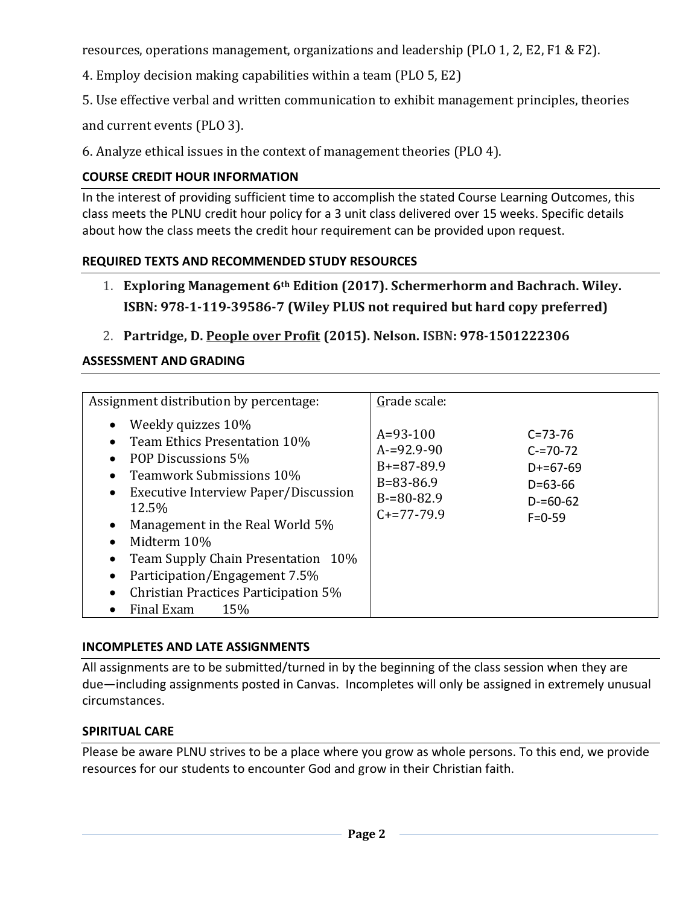resources, operations management, organizations and leadership (PLO 1, 2, E2, F1 & F2).

4. Employ decision making capabilities within a team (PLO 5, E2)

5. Use effective verbal and written communication to exhibit management principles, theories and current events (PLO 3).

6. Analyze ethical issues in the context of management theories (PLO 4).

### COURSE CREDIT HOUR INFORMATION

In the interest of providing sufficient time to accomplish the stated Course Learning Outcomes, this class meets the PLNU credit hour policy for a 3 unit class delivered over 15 weeks. Specific details about how the class meets the credit hour requirement can be provided upon request.

### REQUIRED TEXTS AND RECOMMENDED STUDY RESOURCES

1. **Exploring Management 6th Edition (2017). Schermerhorm and Bachrach. Wiley. ISBN: 978-1-119-39586-7 (Wiley PLUS not required but hard copy preferred)**
2. **Partridge, D. <u>People over Profit</u> (2015). Nelson. ISBN: 978-1501222306**

### ASSESSMENT AND GRADING

| Assignment distribution by percentage: | Grade scale: | |
|---|---|---|
| • Weekly quizzes 10%<br>• Team Ethics Presentation 10%<br>• POP Discussions 5%<br>• Teamwork Submissions 10%<br>• Executive Interview Paper/Discussion 12.5%<br>• Management in the Real World 5%<br>• Midterm 10%<br>• Team Supply Chain Presentation 10%<br>• Participation/Engagement 7.5%<br>• Christian Practices Participation 5%<br>• Final Exam 15% | A=93-100<br>A-=92.9-90<br>B+=87-89.9<br>B=83-86.9<br>B-=80-82.9<br>C+=77-79.9 | C=73-76<br>C-=70-72<br>D+=67-69<br>D=63-66<br>D-=60-62<br>F=0-59 |

### INCOMPLETES AND LATE ASSIGNMENTS

All assignments are to be submitted/turned in by the beginning of the class session when they are due—including assignments posted in Canvas. Incompletes will only be assigned in extremely unusual circumstances.

### SPIRITUAL CARE

Please be aware PLNU strives to be a place where you grow as whole persons. To this end, we provide resources for our students to encounter God and grow in their Christian faith.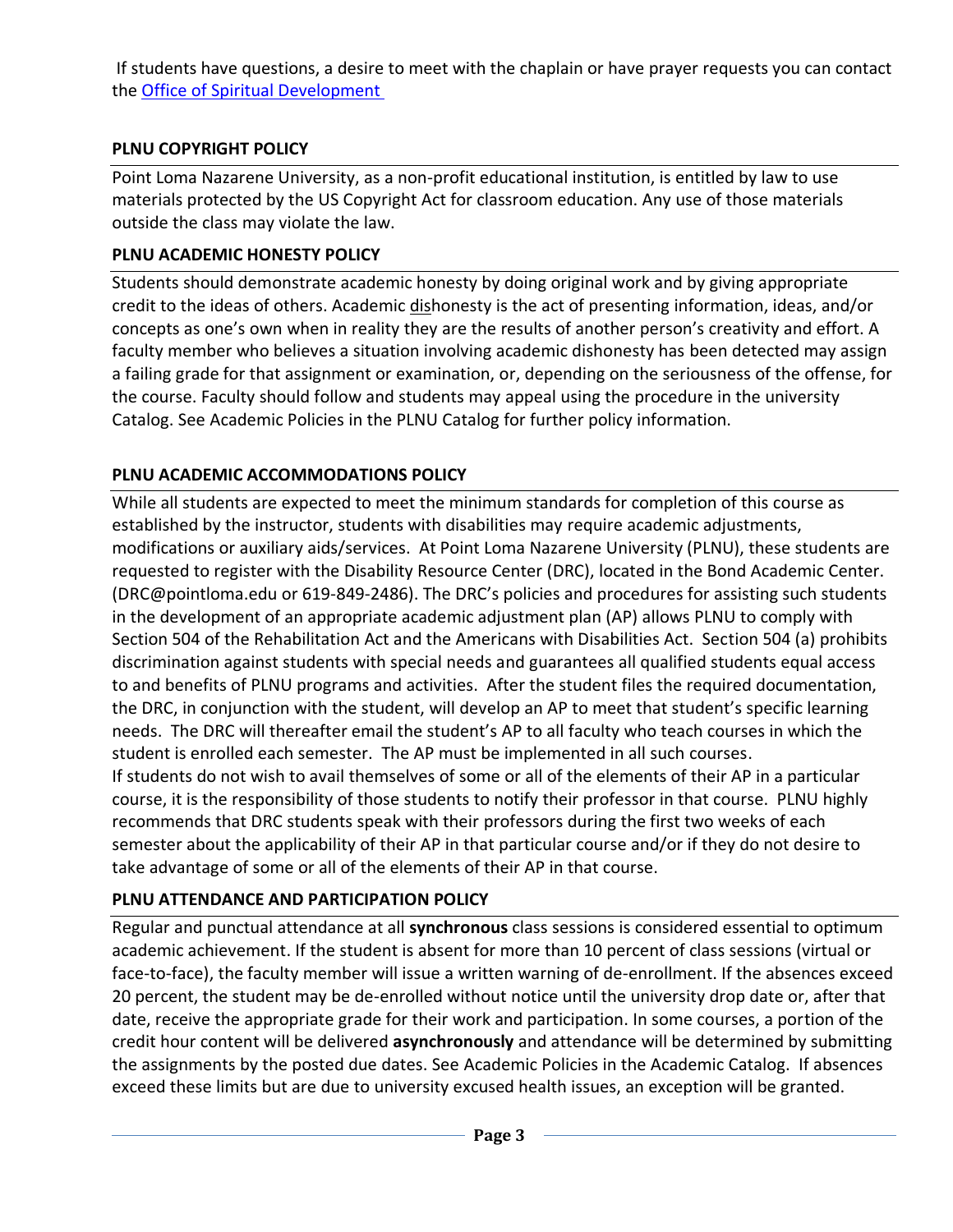If students have questions, a desire to meet with the chaplain or have prayer requests you can contact the [Office of Spiritual Development](#)

### PLNU COPYRIGHT POLICY

Point Loma Nazarene University, as a non-profit educational institution, is entitled by law to use materials protected by the US Copyright Act for classroom education. Any use of those materials outside the class may violate the law.

### PLNU ACADEMIC HONESTY POLICY

Students should demonstrate academic honesty by doing original work and by giving appropriate credit to the ideas of others. Academic dishonesty is the act of presenting information, ideas, and/or concepts as one's own when in reality they are the results of another person's creativity and effort. A faculty member who believes a situation involving academic dishonesty has been detected may assign a failing grade for that assignment or examination, or, depending on the seriousness of the offense, for the course. Faculty should follow and students may appeal using the procedure in the university Catalog. See Academic Policies in the PLNU Catalog for further policy information.

### PLNU ACADEMIC ACCOMMODATIONS POLICY

While all students are expected to meet the minimum standards for completion of this course as established by the instructor, students with disabilities may require academic adjustments, modifications or auxiliary aids/services. At Point Loma Nazarene University (PLNU), these students are requested to register with the Disability Resource Center (DRC), located in the Bond Academic Center. (DRC@pointloma.edu or 619-849-2486). The DRC's policies and procedures for assisting such students in the development of an appropriate academic adjustment plan (AP) allows PLNU to comply with Section 504 of the Rehabilitation Act and the Americans with Disabilities Act. Section 504 (a) prohibits discrimination against students with special needs and guarantees all qualified students equal access to and benefits of PLNU programs and activities. After the student files the required documentation, the DRC, in conjunction with the student, will develop an AP to meet that student's specific learning needs. The DRC will thereafter email the student's AP to all faculty who teach courses in which the student is enrolled each semester. The AP must be implemented in all such courses.
If students do not wish to avail themselves of some or all of the elements of their AP in a particular course, it is the responsibility of those students to notify their professor in that course. PLNU highly recommends that DRC students speak with their professors during the first two weeks of each semester about the applicability of their AP in that particular course and/or if they do not desire to take advantage of some or all of the elements of their AP in that course.

### PLNU ATTENDANCE AND PARTICIPATION POLICY

Regular and punctual attendance at all **synchronous** class sessions is considered essential to optimum academic achievement. If the student is absent for more than 10 percent of class sessions (virtual or face-to-face), the faculty member will issue a written warning of de-enrollment. If the absences exceed 20 percent, the student may be de-enrolled without notice until the university drop date or, after that date, receive the appropriate grade for their work and participation. In some courses, a portion of the credit hour content will be delivered **asynchronously** and attendance will be determined by submitting the assignments by the posted due dates. See Academic Policies in the Academic Catalog. If absences exceed these limits but are due to university excused health issues, an exception will be granted.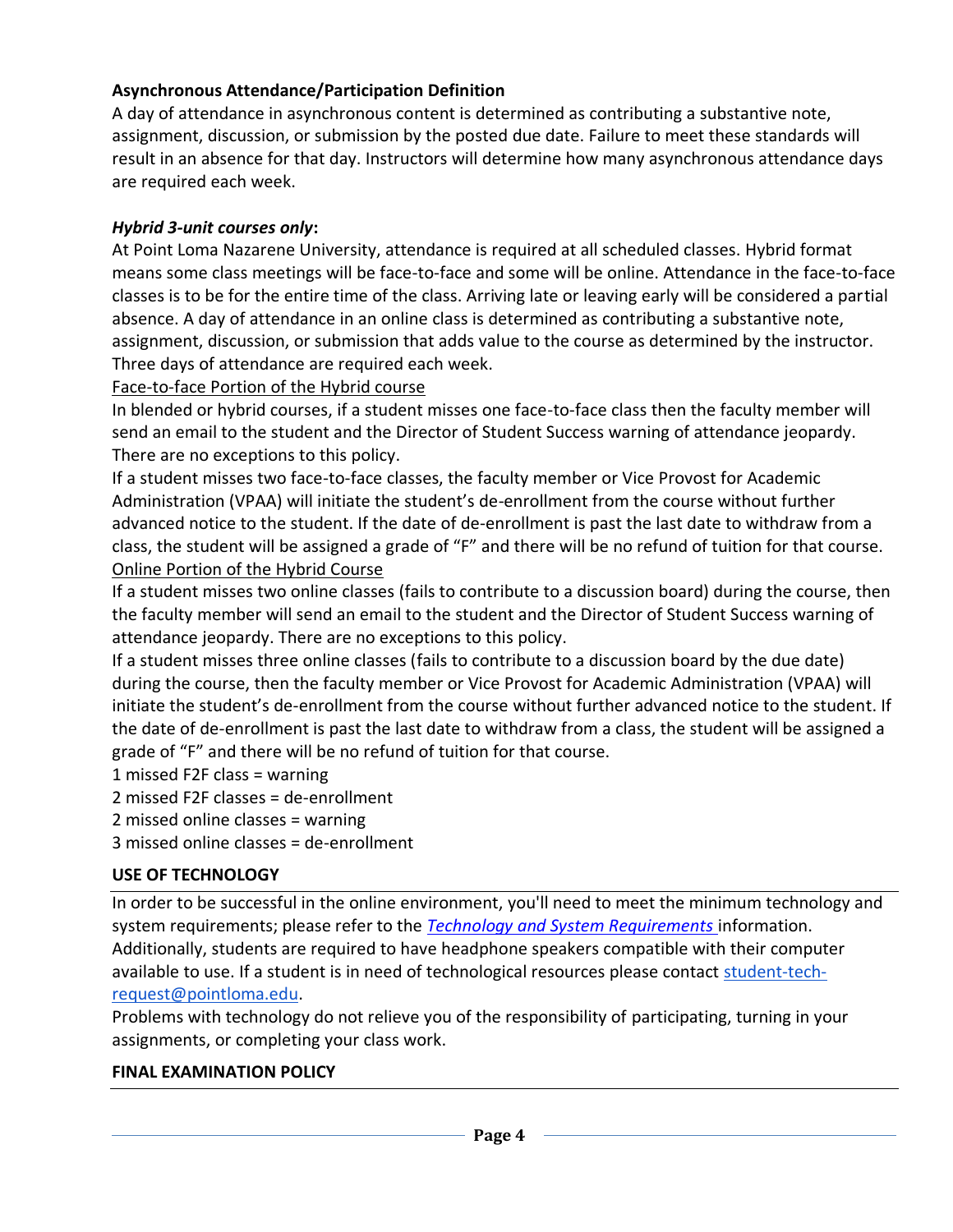**Asynchronous Attendance/Participation Definition**

A day of attendance in asynchronous content is determined as contributing a substantive note, assignment, discussion, or submission by the posted due date. Failure to meet these standards will result in an absence for that day. Instructors will determine how many asynchronous attendance days are required each week.

***Hybrid 3-unit courses only*:**

At Point Loma Nazarene University, attendance is required at all scheduled classes. Hybrid format means some class meetings will be face-to-face and some will be online. Attendance in the face-to-face classes is to be for the entire time of the class. Arriving late or leaving early will be considered a partial absence. A day of attendance in an online class is determined as contributing a substantive note, assignment, discussion, or submission that adds value to the course as determined by the instructor. Three days of attendance are required each week.

Face-to-face Portion of the Hybrid course

In blended or hybrid courses, if a student misses one face-to-face class then the faculty member will send an email to the student and the Director of Student Success warning of attendance jeopardy. There are no exceptions to this policy.

If a student misses two face-to-face classes, the faculty member or Vice Provost for Academic Administration (VPAA) will initiate the student's de-enrollment from the course without further advanced notice to the student. If the date of de-enrollment is past the last date to withdraw from a class, the student will be assigned a grade of "F" and there will be no refund of tuition for that course.

Online Portion of the Hybrid Course

If a student misses two online classes (fails to contribute to a discussion board) during the course, then the faculty member will send an email to the student and the Director of Student Success warning of attendance jeopardy. There are no exceptions to this policy.

If a student misses three online classes (fails to contribute to a discussion board by the due date) during the course, then the faculty member or Vice Provost for Academic Administration (VPAA) will initiate the student's de-enrollment from the course without further advanced notice to the student. If the date of de-enrollment is past the last date to withdraw from a class, the student will be assigned a grade of "F" and there will be no refund of tuition for that course.

1 missed F2F class = warning
2 missed F2F classes = de-enrollment
2 missed online classes = warning
3 missed online classes = de-enrollment

**USE OF TECHNOLOGY**

In order to be successful in the online environment, you'll need to meet the minimum technology and system requirements; please refer to the *Technology and System Requirements* information. Additionally, students are required to have headphone speakers compatible with their computer available to use. If a student is in need of technological resources please contact student-tech-request@pointloma.edu.

Problems with technology do not relieve you of the responsibility of participating, turning in your assignments, or completing your class work.

**FINAL EXAMINATION POLICY**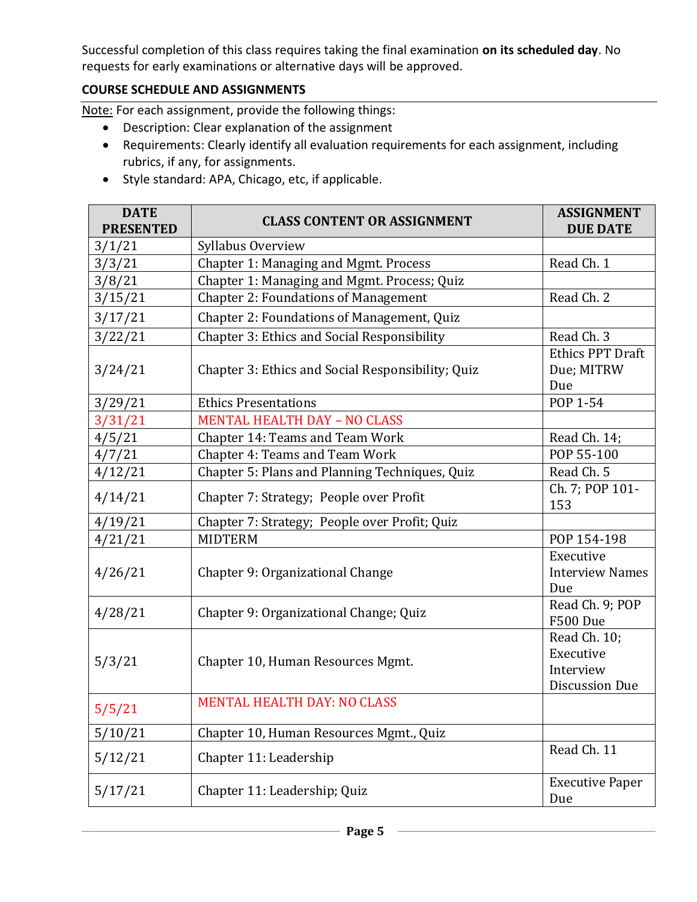Successful completion of this class requires taking the final examination **on its scheduled day**. No requests for early examinations or alternative days will be approved.

**COURSE SCHEDULE AND ASSIGNMENTS**

Note: For each assignment, provide the following things:

- Description: Clear explanation of the assignment
- Requirements: Clearly identify all evaluation requirements for each assignment, including rubrics, if any, for assignments.
- Style standard: APA, Chicago, etc, if applicable.

| DATE PRESENTED | CLASS CONTENT OR ASSIGNMENT | ASSIGNMENT DUE DATE |
|---|---|---|
| 3/1/21 | Syllabus Overview | |
| 3/3/21 | Chapter 1: Managing and Mgmt. Process | Read Ch. 1 |
| 3/8/21 | Chapter 1: Managing and Mgmt. Process; Quiz | |
| 3/15/21 | Chapter 2: Foundations of Management | Read Ch. 2 |
| 3/17/21 | Chapter 2: Foundations of Management, Quiz | |
| 3/22/21 | Chapter 3: Ethics and Social Responsibility | Read Ch. 3 |
| 3/24/21 | Chapter 3: Ethics and Social Responsibility; Quiz | Ethics PPT Draft Due; MITRW Due |
| 3/29/21 | Ethics Presentations | POP 1-54 |
| 3/31/21 | MENTAL HEALTH DAY – NO CLASS | |
| 4/5/21 | Chapter 14: Teams and Team Work | Read Ch. 14; |
| 4/7/21 | Chapter 4: Teams and Team Work | POP 55-100 |
| 4/12/21 | Chapter 5: Plans and Planning Techniques, Quiz | Read Ch. 5 |
| 4/14/21 | Chapter 7: Strategy; People over Profit | Ch. 7; POP 101-153 |
| 4/19/21 | Chapter 7: Strategy; People over Profit; Quiz | |
| 4/21/21 | MIDTERM | POP 154-198 |
| 4/26/21 | Chapter 9: Organizational Change | Executive Interview Names Due |
| 4/28/21 | Chapter 9: Organizational Change; Quiz | Read Ch. 9; POP F500 Due |
| 5/3/21 | Chapter 10, Human Resources Mgmt. | Read Ch. 10; Executive Interview Discussion Due |
| 5/5/21 | MENTAL HEALTH DAY: NO CLASS | |
| 5/10/21 | Chapter 10, Human Resources Mgmt., Quiz | |
| 5/12/21 | Chapter 11: Leadership | Read Ch. 11 |
| 5/17/21 | Chapter 11: Leadership; Quiz | Executive Paper Due |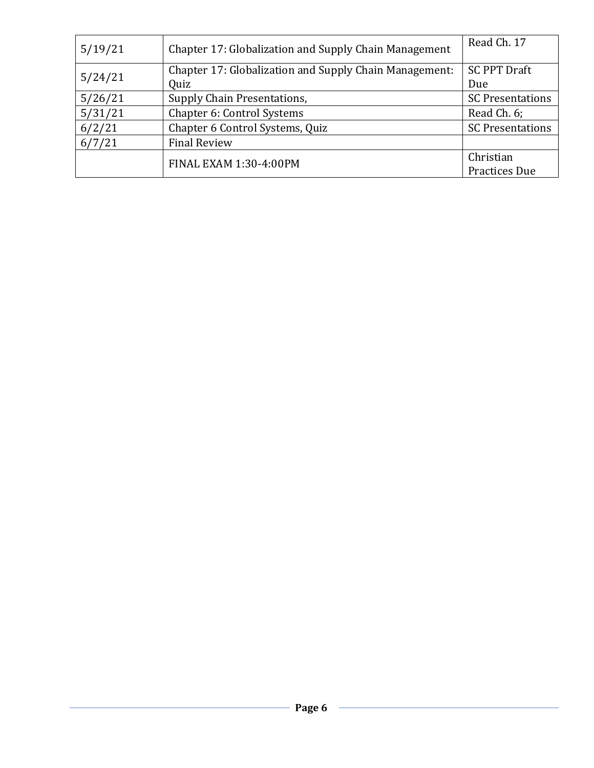| | | |
|---|---|---|
| 5/19/21 | Chapter 17: Globalization and Supply Chain Management | Read Ch. 17 |
| 5/24/21 | Chapter 17: Globalization and Supply Chain Management: Quiz | SC PPT Draft Due |
| 5/26/21 | Supply Chain Presentations, | SC Presentations |
| 5/31/21 | Chapter 6: Control Systems | Read Ch. 6; |
| 6/2/21 | Chapter 6 Control Systems, Quiz | SC Presentations |
| 6/7/21 | Final Review | |
| | FINAL EXAM 1:30-4:00PM | Christian Practices Due |